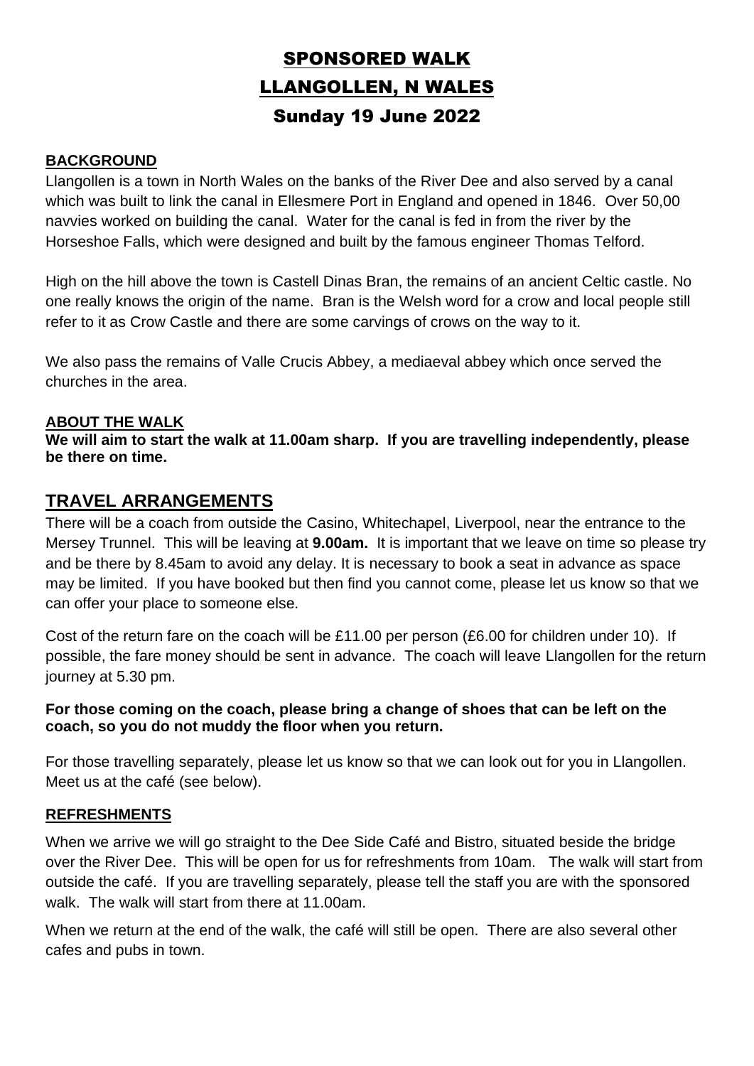# SPONSORED WALK

# LLANGOLLEN, N WALES

## Sunday 19 June 2022

**BACKGROUND**

Llangollen is a town in North Wales on the banks of the River Dee and also served by a canal which was built to link the canal in Ellesmere Port in England and opened in 1846. Over 50,00 navvies worked on building the canal. Water for the canal is fed in from the river by the Horseshoe Falls, which were designed and built by the famous engineer Thomas Telford.

High on the hill above the town is Castell Dinas Bran, the remains of an ancient Celtic castle. No one really knows the origin of the name. Bran is the Welsh word for a crow and local people still refer to it as Crow Castle and there are some carvings of crows on the way to it.

We also pass the remains of Valle Crucis Abbey, a mediaeval abbey which once served the churches in the area.

**ABOUT THE WALK**

**We will aim to start the walk at 11.00am sharp. If you are travelling independently, please be there on time.**

## TRAVEL ARRANGEMENTS

There will be a coach from outside the Casino, Whitechapel, Liverpool, near the entrance to the Mersey Trunnel. This will be leaving at **9.00am.** It is important that we leave on time so please try and be there by 8.45am to avoid any delay. It is necessary to book a seat in advance as space may be limited. If you have booked but then find you cannot come, please let us know so that we can offer your place to someone else.

Cost of the return fare on the coach will be £11.00 per person (£6.00 for children under 10). If possible, the fare money should be sent in advance. The coach will leave Llangollen for the return journey at 5.30 pm.

**For those coming on the coach, please bring a change of shoes that can be left on the coach, so you do not muddy the floor when you return.**

For those travelling separately, please let us know so that we can look out for you in Llangollen. Meet us at the café (see below).

**REFRESHMENTS**

When we arrive we will go straight to the Dee Side Café and Bistro, situated beside the bridge over the River Dee. This will be open for us for refreshments from 10am. The walk will start from outside the café. If you are travelling separately, please tell the staff you are with the sponsored walk. The walk will start from there at 11.00am.

When we return at the end of the walk, the café will still be open. There are also several other cafes and pubs in town.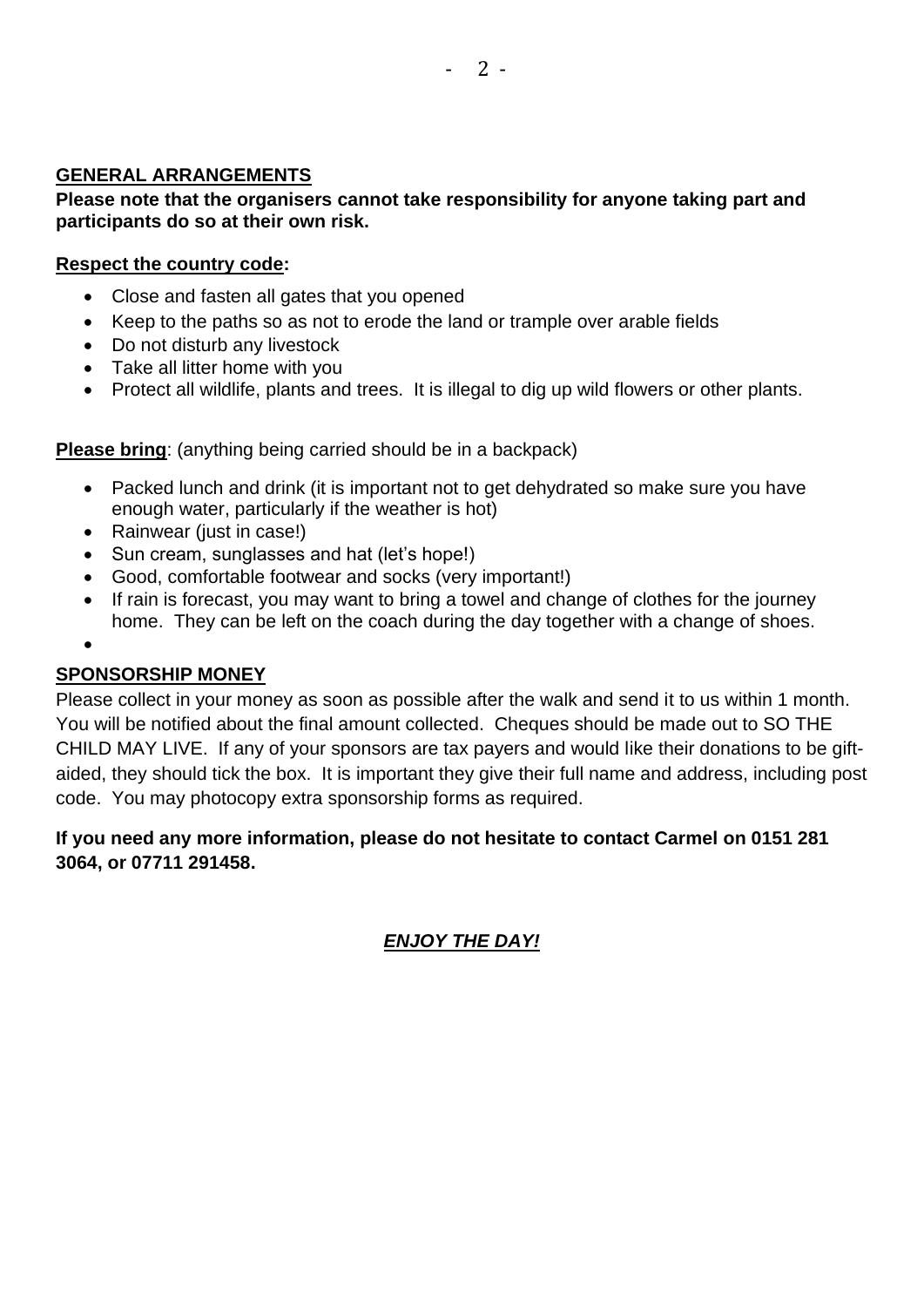## GENERAL ARRANGEMENTS

**Please note that the organisers cannot take responsibility for anyone taking part and participants do so at their own risk.**

**Respect the country code:**

- Close and fasten all gates that you opened
- Keep to the paths so as not to erode the land or trample over arable fields
- Do not disturb any livestock
- Take all litter home with you
- Protect all wildlife, plants and trees. It is illegal to dig up wild flowers or other plants.

**Please bring**: (anything being carried should be in a backpack)

- Packed lunch and drink (it is important not to get dehydrated so make sure you have enough water, particularly if the weather is hot)
- Rainwear (just in case!)
- Sun cream, sunglasses and hat (let's hope!)
- Good, comfortable footwear and socks (very important!)
- If rain is forecast, you may want to bring a towel and change of clothes for the journey home. They can be left on the coach during the day together with a change of shoes.

## SPONSORSHIP MONEY

Please collect in your money as soon as possible after the walk and send it to us within 1 month. You will be notified about the final amount collected. Cheques should be made out to SO THE CHILD MAY LIVE. If any of your sponsors are tax payers and would like their donations to be gift-aided, they should tick the box. It is important they give their full name and address, including post code. You may photocopy extra sponsorship forms as required.

**If you need any more information, please do not hesitate to contact Carmel on 0151 281 3064, or 07711 291458.**

***ENJOY THE DAY!***